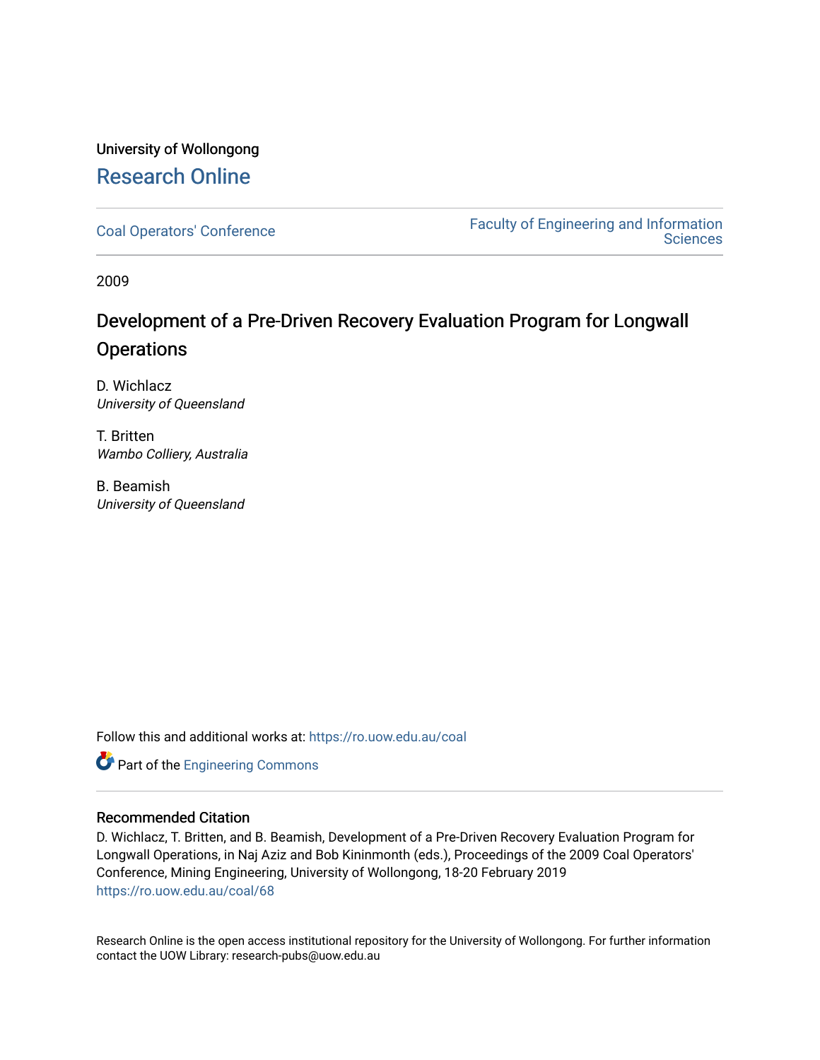University of Wollongong

# Research Online

Coal Operators' Conference

Faculty of Engineering and Information Sciences

2009

## Development of a Pre-Driven Recovery Evaluation Program for Longwall Operations

D. Wichlacz
*University of Queensland*

T. Britten
*Wambo Colliery, Australia*

B. Beamish
*University of Queensland*

Follow this and additional works at: https://ro.uow.edu.au/coal

Part of the Engineering Commons

### Recommended Citation

D. Wichlacz, T. Britten, and B. Beamish, Development of a Pre-Driven Recovery Evaluation Program for Longwall Operations, in Naj Aziz and Bob Kininmonth (eds.), Proceedings of the 2009 Coal Operators' Conference, Mining Engineering, University of Wollongong, 18-20 February 2019
https://ro.uow.edu.au/coal/68

Research Online is the open access institutional repository for the University of Wollongong. For further information contact the UOW Library: research-pubs@uow.edu.au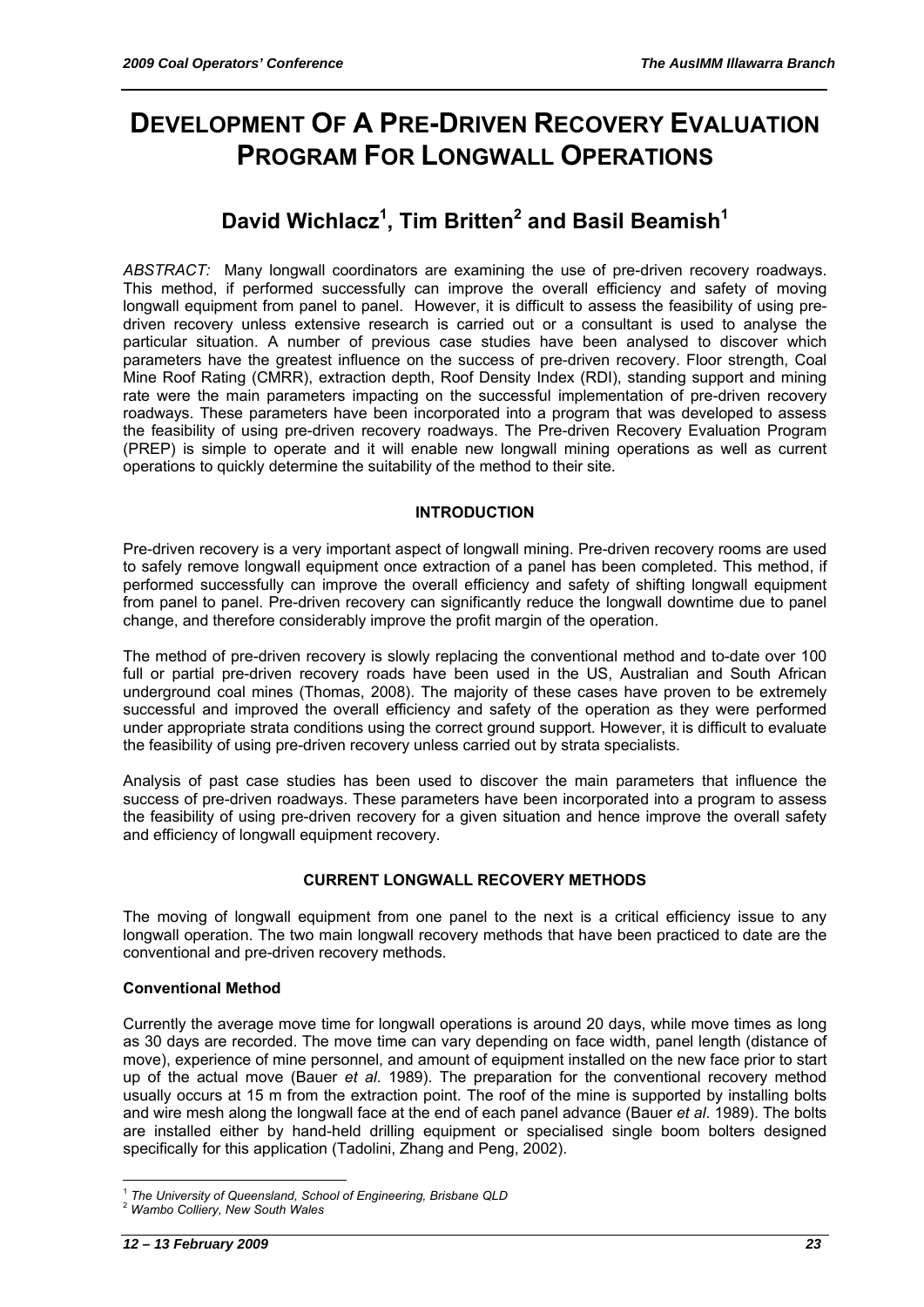# DEVELOPMENT OF A PRE-DRIVEN RECOVERY EVALUATION PROGRAM FOR LONGWALL OPERATIONS

## David Wichlacz[1], Tim Britten[2] and Basil Beamish[1]

*ABSTRACT:* Many longwall coordinators are examining the use of pre-driven recovery roadways. This method, if performed successfully can improve the overall efficiency and safety of moving longwall equipment from panel to panel. However, it is difficult to assess the feasibility of using pre-driven recovery unless extensive research is carried out or a consultant is used to analyse the particular situation. A number of previous case studies have been analysed to discover which parameters have the greatest influence on the success of pre-driven recovery. Floor strength, Coal Mine Roof Rating (CMRR), extraction depth, Roof Density Index (RDI), standing support and mining rate were the main parameters impacting on the successful implementation of pre-driven recovery roadways. These parameters have been incorporated into a program that was developed to assess the feasibility of using pre-driven recovery roadways. The Pre-driven Recovery Evaluation Program (PREP) is simple to operate and it will enable new longwall mining operations as well as current operations to quickly determine the suitability of the method to their site.

### INTRODUCTION

Pre-driven recovery is a very important aspect of longwall mining. Pre-driven recovery rooms are used to safely remove longwall equipment once extraction of a panel has been completed. This method, if performed successfully can improve the overall efficiency and safety of shifting longwall equipment from panel to panel. Pre-driven recovery can significantly reduce the longwall downtime due to panel change, and therefore considerably improve the profit margin of the operation.

The method of pre-driven recovery is slowly replacing the conventional method and to-date over 100 full or partial pre-driven recovery roads have been used in the US, Australian and South African underground coal mines (Thomas, 2008). The majority of these cases have proven to be extremely successful and improved the overall efficiency and safety of the operation as they were performed under appropriate strata conditions using the correct ground support. However, it is difficult to evaluate the feasibility of using pre-driven recovery unless carried out by strata specialists.

Analysis of past case studies has been used to discover the main parameters that influence the success of pre-driven roadways. These parameters have been incorporated into a program to assess the feasibility of using pre-driven recovery for a given situation and hence improve the overall safety and efficiency of longwall equipment recovery.

### CURRENT LONGWALL RECOVERY METHODS

The moving of longwall equipment from one panel to the next is a critical efficiency issue to any longwall operation. The two main longwall recovery methods that have been practiced to date are the conventional and pre-driven recovery methods.

#### Conventional Method

Currently the average move time for longwall operations is around 20 days, while move times as long as 30 days are recorded. The move time can vary depending on face width, panel length (distance of move), experience of mine personnel, and amount of equipment installed on the new face prior to start up of the actual move (Bauer *et al*. 1989). The preparation for the conventional recovery method usually occurs at 15 m from the extraction point. The roof of the mine is supported by installing bolts and wire mesh along the longwall face at the end of each panel advance (Bauer *et al*. 1989). The bolts are installed either by hand-held drilling equipment or specialised single boom bolters designed specifically for this application (Tadolini, Zhang and Peng, 2002).

[1] *The University of Queensland, School of Engineering, Brisbane QLD*
[2] *Wambo Colliery, New South Wales*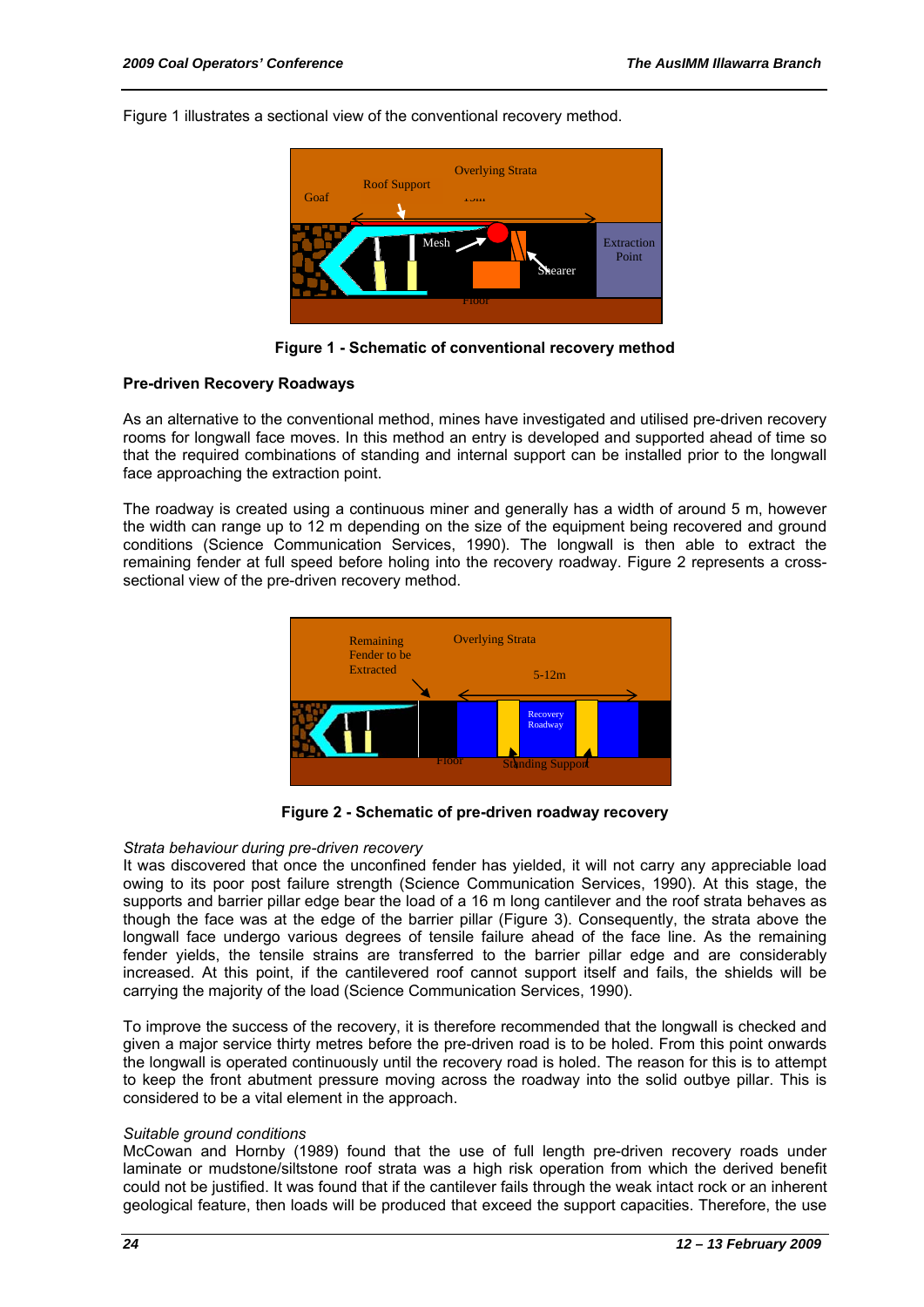Figure 1 illustrates a sectional view of the conventional recovery method.

**Figure 1 - Schematic of conventional recovery method**

**Pre-driven Recovery Roadways**

As an alternative to the conventional method, mines have investigated and utilised pre-driven recovery rooms for longwall face moves. In this method an entry is developed and supported ahead of time so that the required combinations of standing and internal support can be installed prior to the longwall face approaching the extraction point.

The roadway is created using a continuous miner and generally has a width of around 5 m, however the width can range up to 12 m depending on the size of the equipment being recovered and ground conditions (Science Communication Services, 1990). The longwall is then able to extract the remaining fender at full speed before holing into the recovery roadway. Figure 2 represents a cross-sectional view of the pre-driven recovery method.

**Figure 2 - Schematic of pre-driven roadway recovery**

*Strata behaviour during pre-driven recovery*

It was discovered that once the unconfined fender has yielded, it will not carry any appreciable load owing to its poor post failure strength (Science Communication Services, 1990). At this stage, the supports and barrier pillar edge bear the load of a 16 m long cantilever and the roof strata behaves as though the face was at the edge of the barrier pillar (Figure 3). Consequently, the strata above the longwall face undergo various degrees of tensile failure ahead of the face line. As the remaining fender yields, the tensile strains are transferred to the barrier pillar edge and are considerably increased. At this point, if the cantilevered roof cannot support itself and fails, the shields will be carrying the majority of the load (Science Communication Services, 1990).

To improve the success of the recovery, it is therefore recommended that the longwall is checked and given a major service thirty metres before the pre-driven road is to be holed. From this point onwards the longwall is operated continuously until the recovery road is holed. The reason for this is to attempt to keep the front abutment pressure moving across the roadway into the solid outbye pillar. This is considered to be a vital element in the approach.

*Suitable ground conditions*

McCowan and Hornby (1989) found that the use of full length pre-driven recovery roads under laminate or mudstone/siltstone roof strata was a high risk operation from which the derived benefit could not be justified. It was found that if the cantilever fails through the weak intact rock or an inherent geological feature, then loads will be produced that exceed the support capacities. Therefore, the use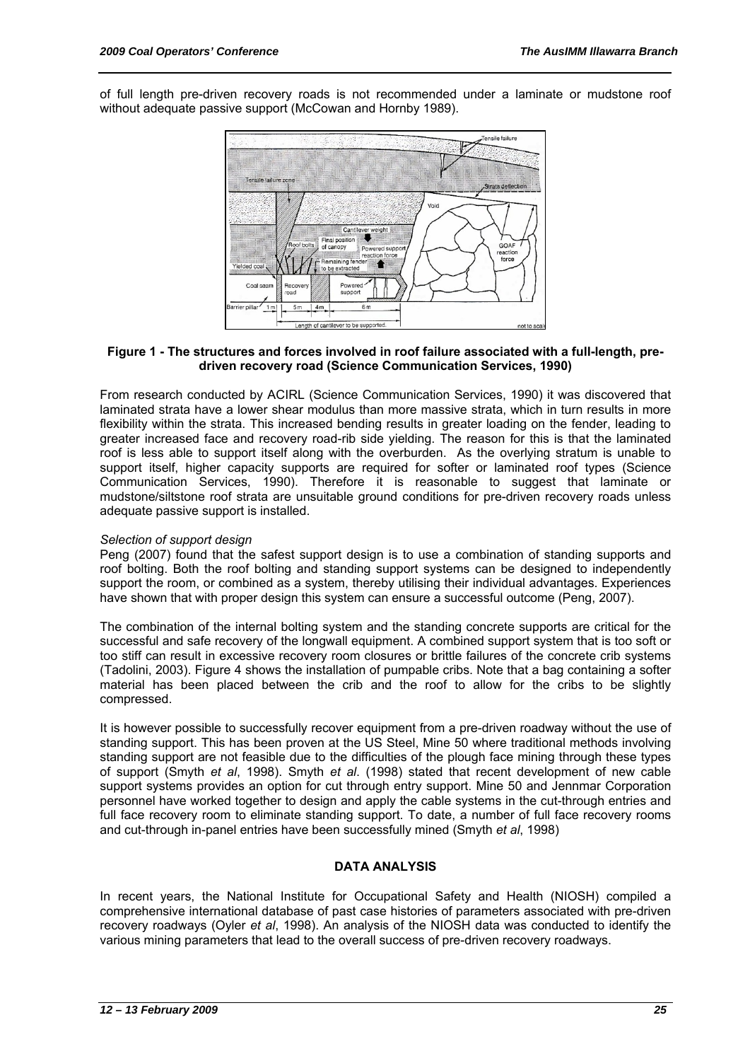of full length pre-driven recovery roads is not recommended under a laminate or mudstone roof without adequate passive support (McCowan and Hornby 1989).

**Figure 1 - The structures and forces involved in roof failure associated with a full-length, pre-driven recovery road (Science Communication Services, 1990)**

From research conducted by ACIRL (Science Communication Services, 1990) it was discovered that laminated strata have a lower shear modulus than more massive strata, which in turn results in more flexibility within the strata. This increased bending results in greater loading on the fender, leading to greater increased face and recovery road-rib side yielding. The reason for this is that the laminated roof is less able to support itself along with the overburden. As the overlying stratum is unable to support itself, higher capacity supports are required for softer or laminated roof types (Science Communication Services, 1990). Therefore it is reasonable to suggest that laminate or mudstone/siltstone roof strata are unsuitable ground conditions for pre-driven recovery roads unless adequate passive support is installed.

*Selection of support design*

Peng (2007) found that the safest support design is to use a combination of standing supports and roof bolting. Both the roof bolting and standing support systems can be designed to independently support the room, or combined as a system, thereby utilising their individual advantages. Experiences have shown that with proper design this system can ensure a successful outcome (Peng, 2007).

The combination of the internal bolting system and the standing concrete supports are critical for the successful and safe recovery of the longwall equipment. A combined support system that is too soft or too stiff can result in excessive recovery room closures or brittle failures of the concrete crib systems (Tadolini, 2003). Figure 4 shows the installation of pumpable cribs. Note that a bag containing a softer material has been placed between the crib and the roof to allow for the cribs to be slightly compressed.

It is however possible to successfully recover equipment from a pre-driven roadway without the use of standing support. This has been proven at the US Steel, Mine 50 where traditional methods involving standing support are not feasible due to the difficulties of the plough face mining through these types of support (Smyth *et al*, 1998). Smyth *et al*. (1998) stated that recent development of new cable support systems provides an option for cut through entry support. Mine 50 and Jennmar Corporation personnel have worked together to design and apply the cable systems in the cut-through entries and full face recovery room to eliminate standing support. To date, a number of full face recovery rooms and cut-through in-panel entries have been successfully mined (Smyth *et al*, 1998)

## DATA ANALYSIS

In recent years, the National Institute for Occupational Safety and Health (NIOSH) compiled a comprehensive international database of past case histories of parameters associated with pre-driven recovery roadways (Oyler *et al*, 1998). An analysis of the NIOSH data was conducted to identify the various mining parameters that lead to the overall success of pre-driven recovery roadways.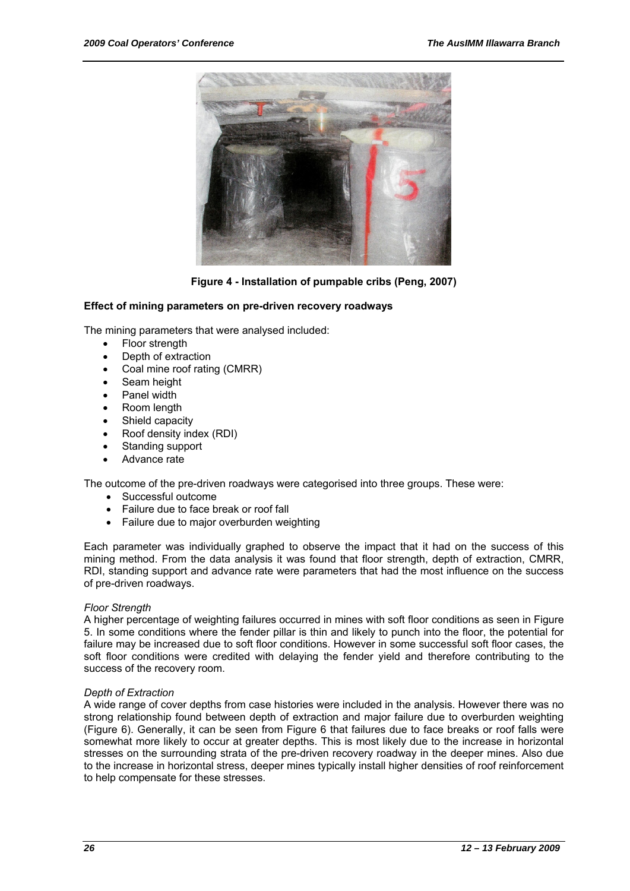Figure 4 - Installation of pumpable cribs (Peng, 2007)

### Effect of mining parameters on pre-driven recovery roadways

The mining parameters that were analysed included:

- Floor strength
- Depth of extraction
- Coal mine roof rating (CMRR)
- Seam height
- Panel width
- Room length
- Shield capacity
- Roof density index (RDI)
- Standing support
- Advance rate

The outcome of the pre-driven roadways were categorised into three groups. These were:

- Successful outcome
- Failure due to face break or roof fall
- Failure due to major overburden weighting

Each parameter was individually graphed to observe the impact that it had on the success of this mining method. From the data analysis it was found that floor strength, depth of extraction, CMRR, RDI, standing support and advance rate were parameters that had the most influence on the success of pre-driven roadways.

*Floor Strength*

A higher percentage of weighting failures occurred in mines with soft floor conditions as seen in Figure 5. In some conditions where the fender pillar is thin and likely to punch into the floor, the potential for failure may be increased due to soft floor conditions. However in some successful soft floor cases, the soft floor conditions were credited with delaying the fender yield and therefore contributing to the success of the recovery room.

*Depth of Extraction*

A wide range of cover depths from case histories were included in the analysis. However there was no strong relationship found between depth of extraction and major failure due to overburden weighting (Figure 6). Generally, it can be seen from Figure 6 that failures due to face breaks or roof falls were somewhat more likely to occur at greater depths. This is most likely due to the increase in horizontal stresses on the surrounding strata of the pre-driven recovery roadway in the deeper mines. Also due to the increase in horizontal stress, deeper mines typically install higher densities of roof reinforcement to help compensate for these stresses.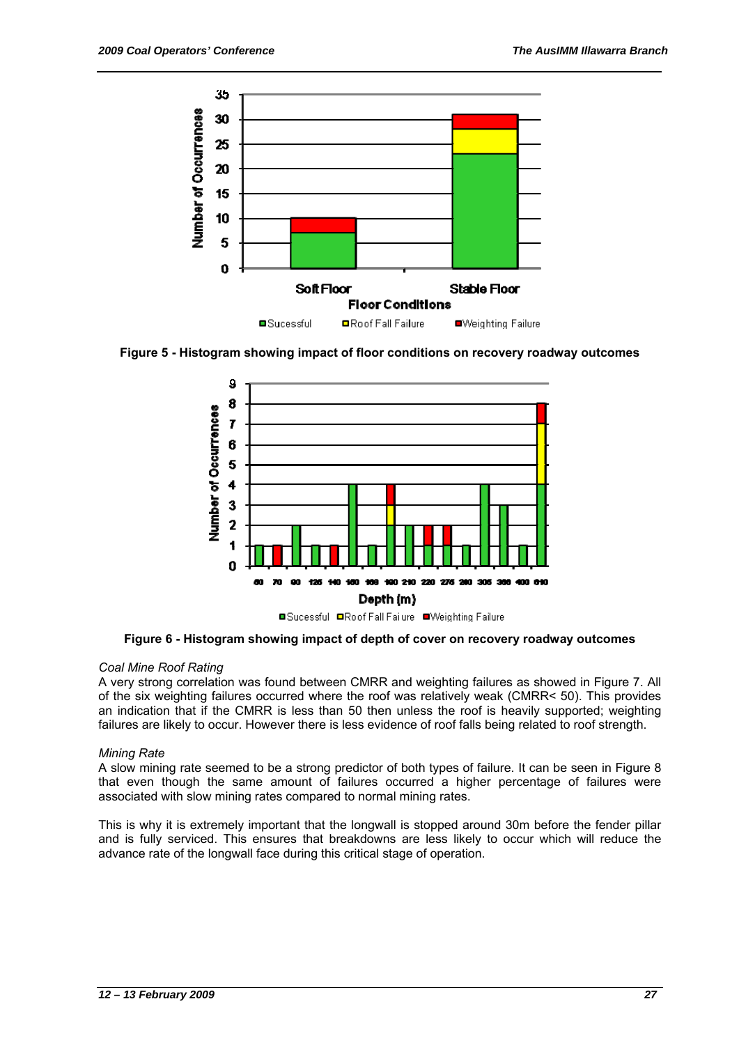Figure 5 - Histogram showing impact of floor conditions on recovery roadway outcomes

Figure 6 - Histogram showing impact of depth of cover on recovery roadway outcomes

*Coal Mine Roof Rating*

A very strong correlation was found between CMRR and weighting failures as showed in Figure 7. All of the six weighting failures occurred where the roof was relatively weak (CMRR< 50). This provides an indication that if the CMRR is less than 50 then unless the roof is heavily supported; weighting failures are likely to occur. However there is less evidence of roof falls being related to roof strength.

*Mining Rate*

A slow mining rate seemed to be a strong predictor of both types of failure. It can be seen in Figure 8 that even though the same amount of failures occurred a higher percentage of failures were associated with slow mining rates compared to normal mining rates.

This is why it is extremely important that the longwall is stopped around 30m before the fender pillar and is fully serviced. This ensures that breakdowns are less likely to occur which will reduce the advance rate of the longwall face during this critical stage of operation.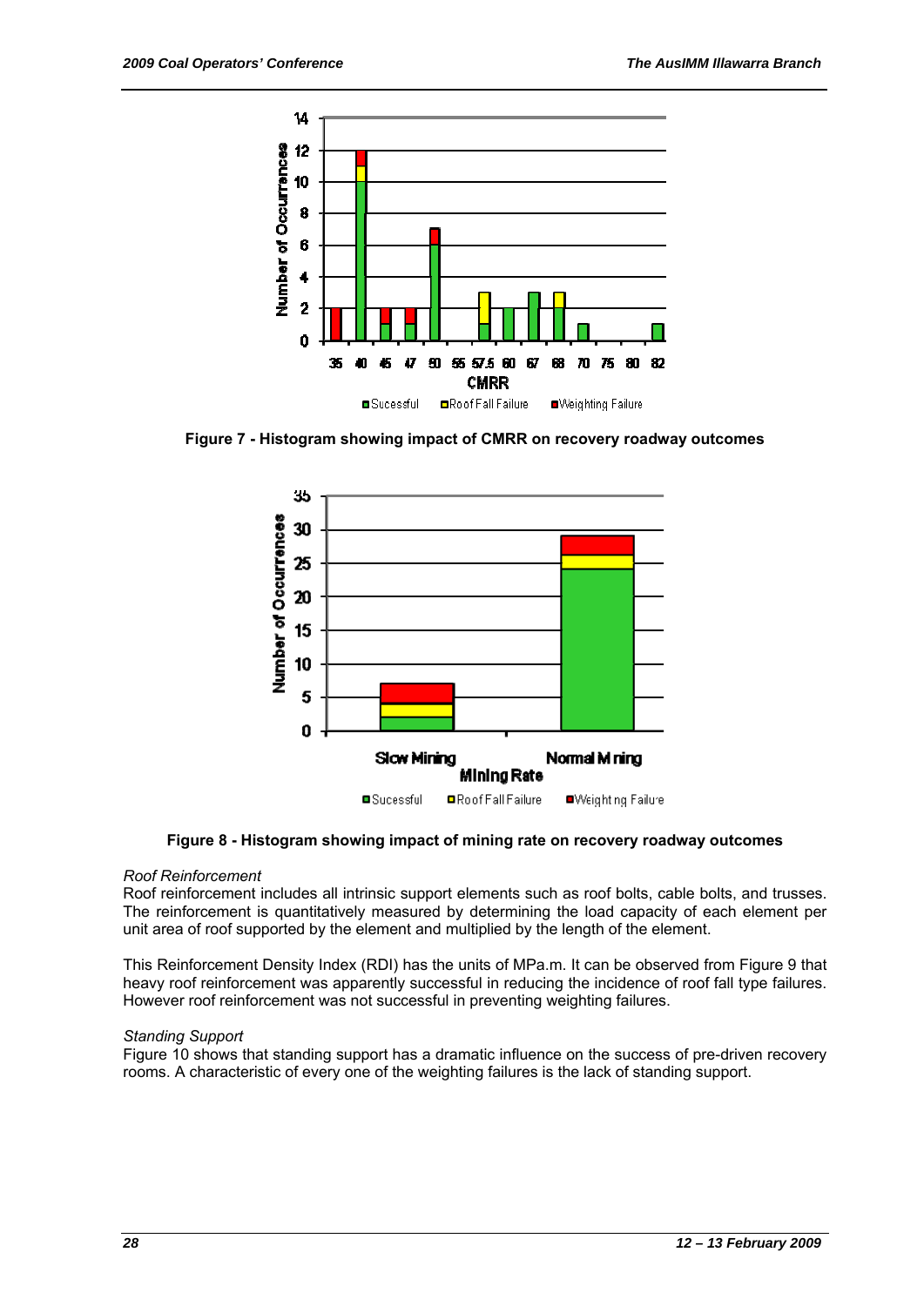Figure 7 - Histogram showing impact of CMRR on recovery roadway outcomes

Figure 8 - Histogram showing impact of mining rate on recovery roadway outcomes

*Roof Reinforcement*

Roof reinforcement includes all intrinsic support elements such as roof bolts, cable bolts, and trusses. The reinforcement is quantitatively measured by determining the load capacity of each element per unit area of roof supported by the element and multiplied by the length of the element.

This Reinforcement Density Index (RDI) has the units of MPa.m. It can be observed from Figure 9 that heavy roof reinforcement was apparently successful in reducing the incidence of roof fall type failures. However roof reinforcement was not successful in preventing weighting failures.

*Standing Support*

Figure 10 shows that standing support has a dramatic influence on the success of pre-driven recovery rooms. A characteristic of every one of the weighting failures is the lack of standing support.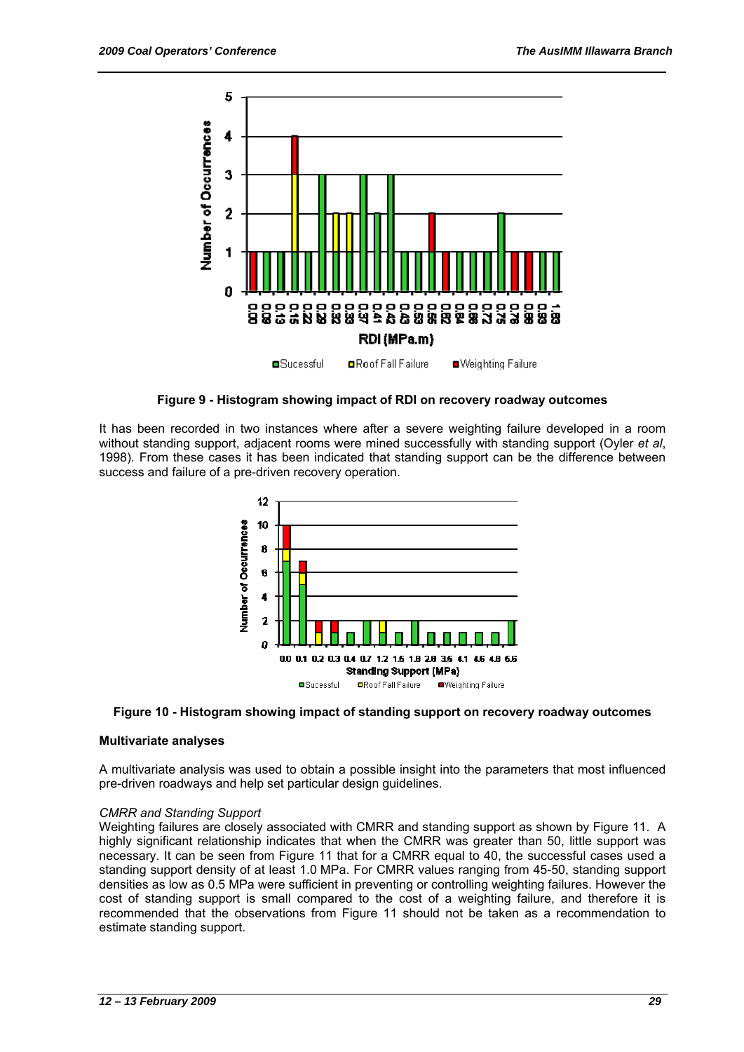Figure 9 - Histogram showing impact of RDI on recovery roadway outcomes

It has been recorded in two instances where after a severe weighting failure developed in a room without standing support, adjacent rooms were mined successfully with standing support (Oyler *et al*, 1998). From these cases it has been indicated that standing support can be the difference between success and failure of a pre-driven recovery operation.

Figure 10 - Histogram showing impact of standing support on recovery roadway outcomes

### Multivariate analyses

A multivariate analysis was used to obtain a possible insight into the parameters that most influenced pre-driven roadways and help set particular design guidelines.

#### *CMRR and Standing Support*

Weighting failures are closely associated with CMRR and standing support as shown by Figure 11. A highly significant relationship indicates that when the CMRR was greater than 50, little support was necessary. It can be seen from Figure 11 that for a CMRR equal to 40, the successful cases used a standing support density of at least 1.0 MPa. For CMRR values ranging from 45-50, standing support densities as low as 0.5 MPa were sufficient in preventing or controlling weighting failures. However the cost of standing support is small compared to the cost of a weighting failure, and therefore it is recommended that the observations from Figure 11 should not be taken as a recommendation to estimate standing support.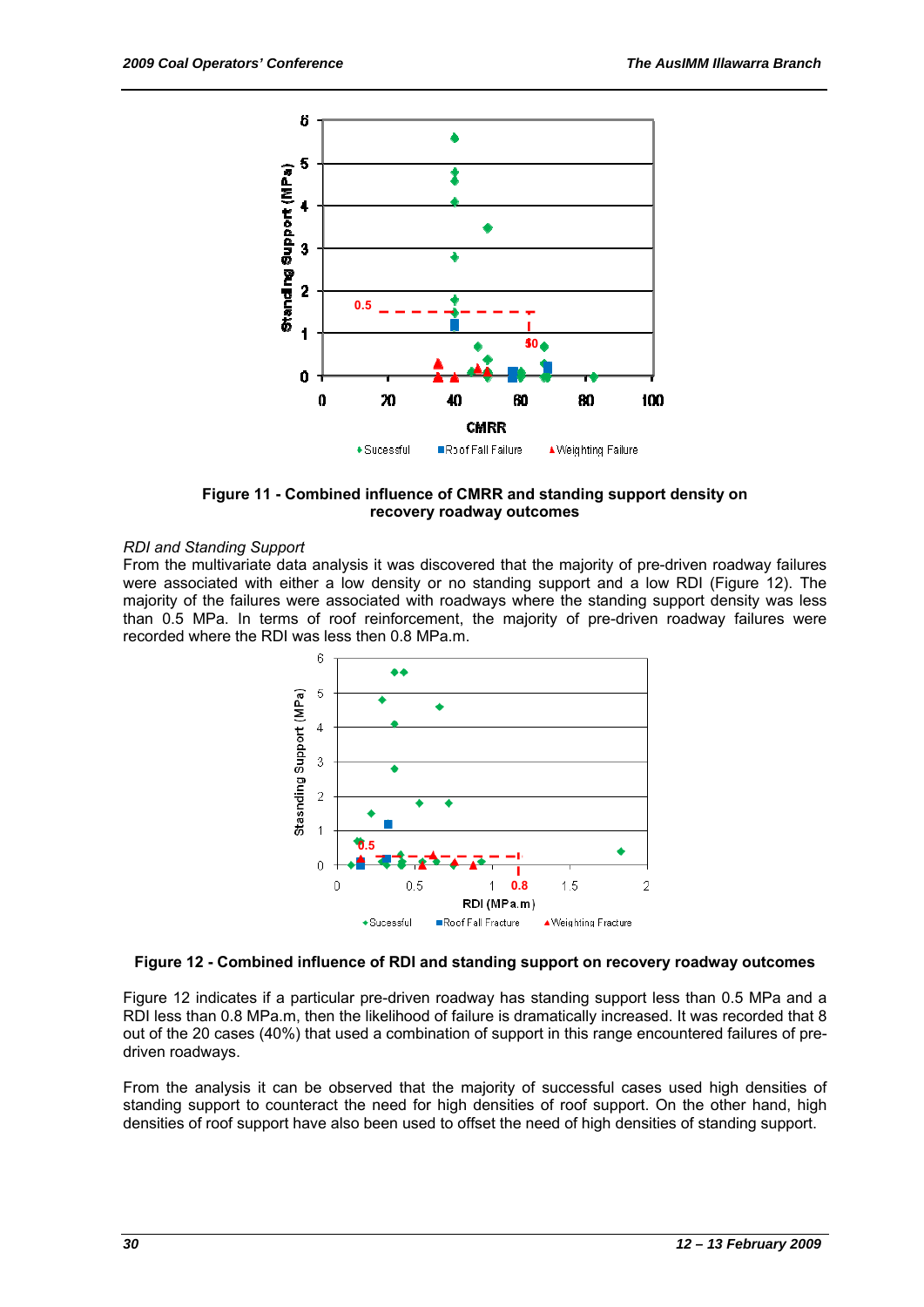Figure 11 - Combined influence of CMRR and standing support density on recovery roadway outcomes

*RDI and Standing Support*

From the multivariate data analysis it was discovered that the majority of pre-driven roadway failures were associated with either a low density or no standing support and a low RDI (Figure 12). The majority of the failures were associated with roadways where the standing support density was less than 0.5 MPa. In terms of roof reinforcement, the majority of pre-driven roadway failures were recorded where the RDI was less then 0.8 MPa.m.

Figure 12 - Combined influence of RDI and standing support on recovery roadway outcomes

Figure 12 indicates if a particular pre-driven roadway has standing support less than 0.5 MPa and a RDI less than 0.8 MPa.m, then the likelihood of failure is dramatically increased. It was recorded that 8 out of the 20 cases (40%) that used a combination of support in this range encountered failures of pre-driven roadways.

From the analysis it can be observed that the majority of successful cases used high densities of standing support to counteract the need for high densities of roof support. On the other hand, high densities of roof support have also been used to offset the need of high densities of standing support.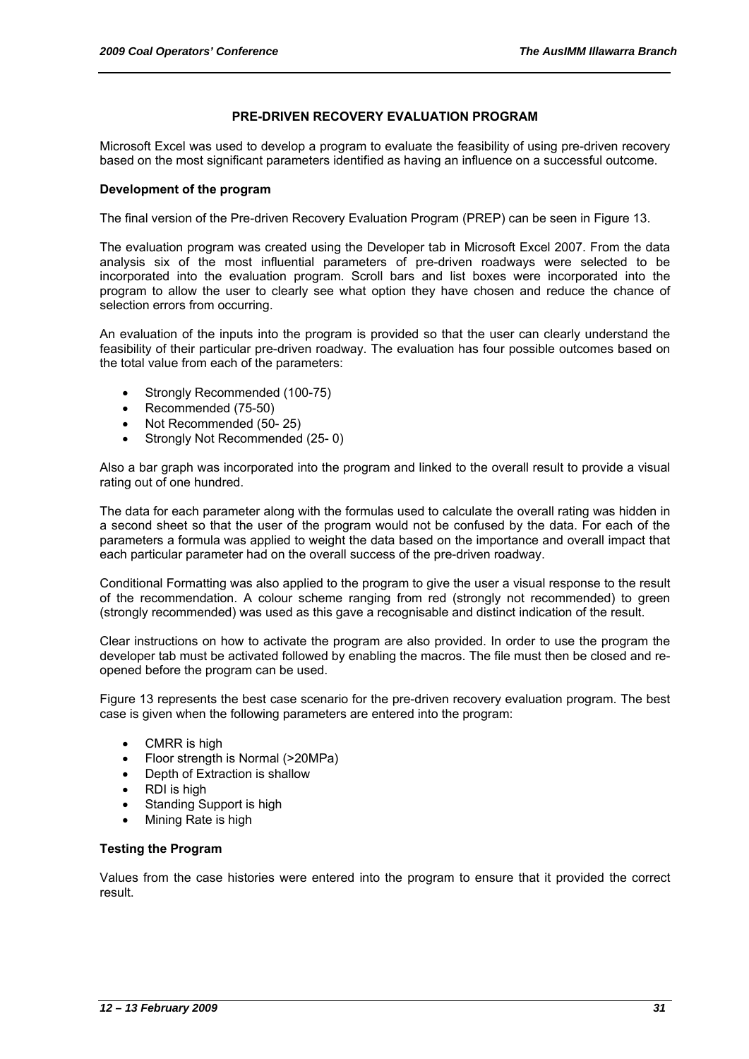## PRE-DRIVEN RECOVERY EVALUATION PROGRAM

Microsoft Excel was used to develop a program to evaluate the feasibility of using pre-driven recovery based on the most significant parameters identified as having an influence on a successful outcome.

### Development of the program

The final version of the Pre-driven Recovery Evaluation Program (PREP) can be seen in Figure 13.

The evaluation program was created using the Developer tab in Microsoft Excel 2007. From the data analysis six of the most influential parameters of pre-driven roadways were selected to be incorporated into the evaluation program. Scroll bars and list boxes were incorporated into the program to allow the user to clearly see what option they have chosen and reduce the chance of selection errors from occurring.

An evaluation of the inputs into the program is provided so that the user can clearly understand the feasibility of their particular pre-driven roadway. The evaluation has four possible outcomes based on the total value from each of the parameters:

- Strongly Recommended (100-75)
- Recommended (75-50)
- Not Recommended (50- 25)
- Strongly Not Recommended (25- 0)

Also a bar graph was incorporated into the program and linked to the overall result to provide a visual rating out of one hundred.

The data for each parameter along with the formulas used to calculate the overall rating was hidden in a second sheet so that the user of the program would not be confused by the data. For each of the parameters a formula was applied to weight the data based on the importance and overall impact that each particular parameter had on the overall success of the pre-driven roadway.

Conditional Formatting was also applied to the program to give the user a visual response to the result of the recommendation. A colour scheme ranging from red (strongly not recommended) to green (strongly recommended) was used as this gave a recognisable and distinct indication of the result.

Clear instructions on how to activate the program are also provided. In order to use the program the developer tab must be activated followed by enabling the macros. The file must then be closed and re-opened before the program can be used.

Figure 13 represents the best case scenario for the pre-driven recovery evaluation program. The best case is given when the following parameters are entered into the program:

- CMRR is high
- Floor strength is Normal (>20MPa)
- Depth of Extraction is shallow
- RDI is high
- Standing Support is high
- Mining Rate is high

### Testing the Program

Values from the case histories were entered into the program to ensure that it provided the correct result.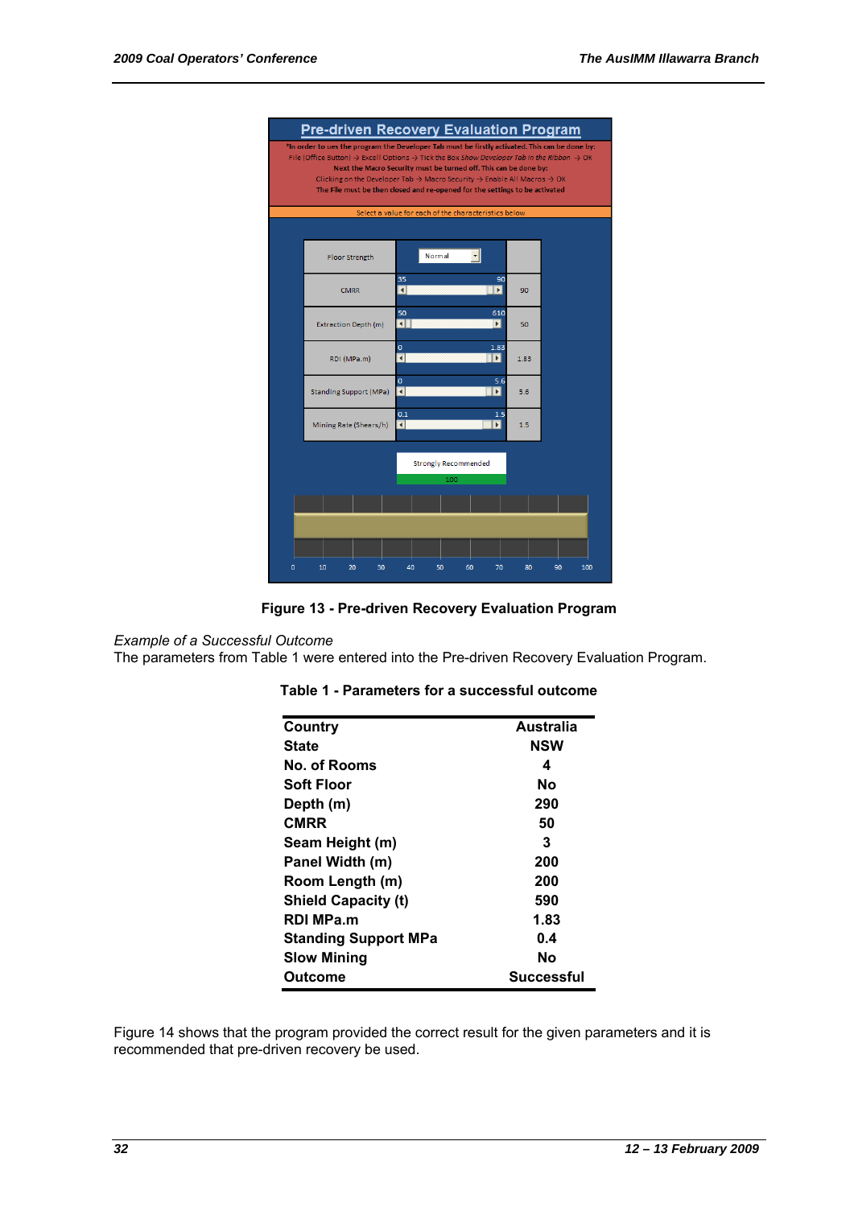Figure 13 - Pre-driven Recovery Evaluation Program

*Example of a Successful Outcome*

The parameters from Table 1 were entered into the Pre-driven Recovery Evaluation Program.

**Table 1 - Parameters for a successful outcome**

| | |
|---|---|
| **Country** | **Australia** |
| **State** | **NSW** |
| **No. of Rooms** | **4** |
| **Soft Floor** | **No** |
| **Depth (m)** | **290** |
| **CMRR** | **50** |
| **Seam Height (m)** | **3** |
| **Panel Width (m)** | **200** |
| **Room Length (m)** | **200** |
| **Shield Capacity (t)** | **590** |
| **RDI MPa.m** | **1.83** |
| **Standing Support MPa** | **0.4** |
| **Slow Mining** | **No** |
| **Outcome** | **Successful** |

Figure 14 shows that the program provided the correct result for the given parameters and it is recommended that pre-driven recovery be used.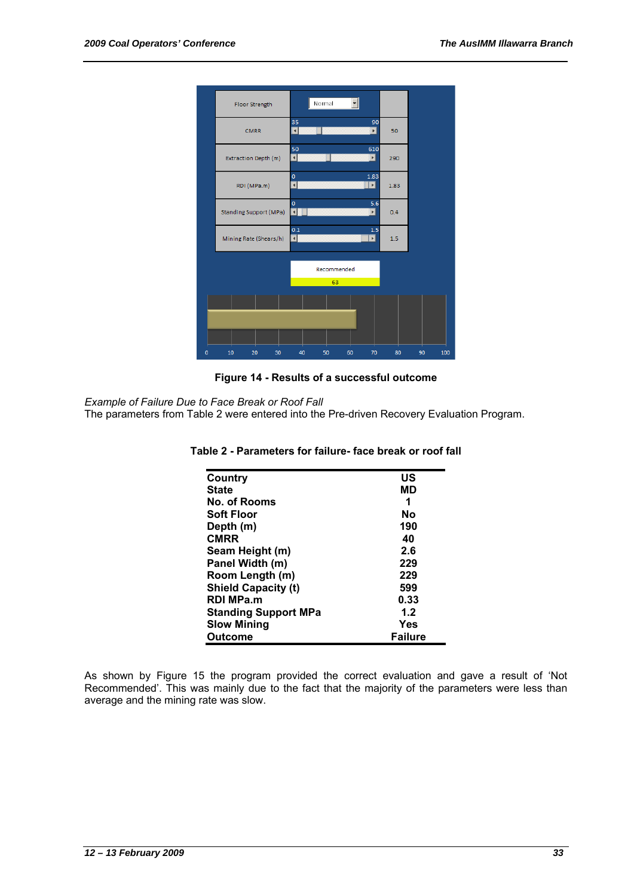Figure 14 - Results of a successful outcome

*Example of Failure Due to Face Break or Roof Fall*

The parameters from Table 2 were entered into the Pre-driven Recovery Evaluation Program.

**Table 2 - Parameters for failure- face break or roof fall**

| | |
|---|---|
| **Country** | **US** |
| **State** | **MD** |
| **No. of Rooms** | **1** |
| **Soft Floor** | **No** |
| **Depth (m)** | **190** |
| **CMRR** | **40** |
| **Seam Height (m)** | **2.6** |
| **Panel Width (m)** | **229** |
| **Room Length (m)** | **229** |
| **Shield Capacity (t)** | **599** |
| **RDI MPa.m** | **0.33** |
| **Standing Support MPa** | **1.2** |
| **Slow Mining** | **Yes** |
| **Outcome** | **Failure** |

As shown by Figure 15 the program provided the correct evaluation and gave a result of 'Not Recommended'. This was mainly due to the fact that the majority of the parameters were less than average and the mining rate was slow.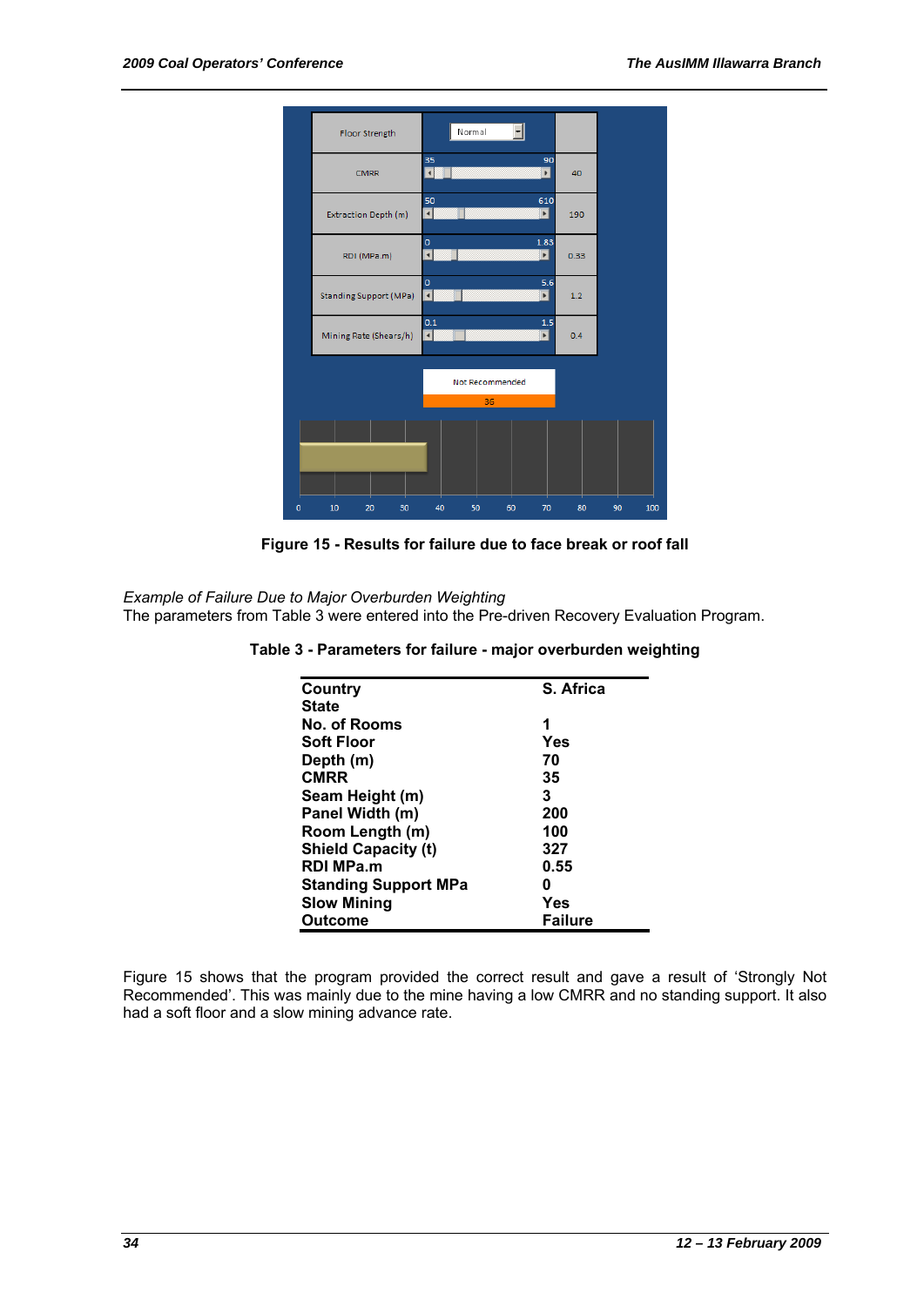Figure 15 - Results for failure due to face break or roof fall

*Example of Failure Due to Major Overburden Weighting*

The parameters from Table 3 were entered into the Pre-driven Recovery Evaluation Program.

**Table 3 - Parameters for failure - major overburden weighting**

| | |
|---|---|
| **Country** | **S. Africa** |
| **State** | |
| **No. of Rooms** | **1** |
| **Soft Floor** | **Yes** |
| **Depth (m)** | **70** |
| **CMRR** | **35** |
| **Seam Height (m)** | **3** |
| **Panel Width (m)** | **200** |
| **Room Length (m)** | **100** |
| **Shield Capacity (t)** | **327** |
| **RDI MPa.m** | **0.55** |
| **Standing Support MPa** | **0** |
| **Slow Mining** | **Yes** |
| **Outcome** | **Failure** |

Figure 15 shows that the program provided the correct result and gave a result of 'Strongly Not Recommended'. This was mainly due to the mine having a low CMRR and no standing support. It also had a soft floor and a slow mining advance rate.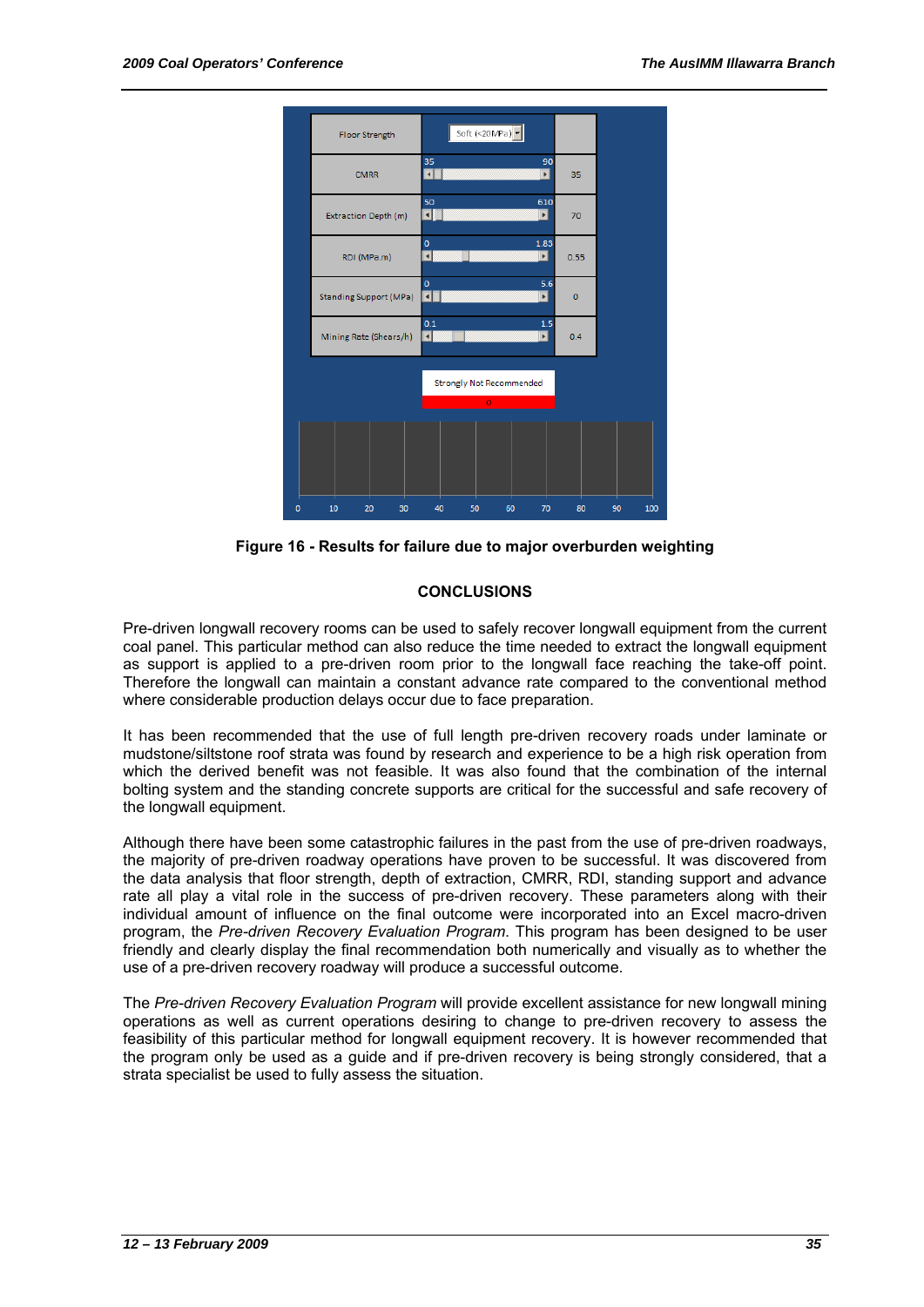Figure 16 - Results for failure due to major overburden weighting

## CONCLUSIONS

Pre-driven longwall recovery rooms can be used to safely recover longwall equipment from the current coal panel. This particular method can also reduce the time needed to extract the longwall equipment as support is applied to a pre-driven room prior to the longwall face reaching the take-off point. Therefore the longwall can maintain a constant advance rate compared to the conventional method where considerable production delays occur due to face preparation.

It has been recommended that the use of full length pre-driven recovery roads under laminate or mudstone/siltstone roof strata was found by research and experience to be a high risk operation from which the derived benefit was not feasible. It was also found that the combination of the internal bolting system and the standing concrete supports are critical for the successful and safe recovery of the longwall equipment.

Although there have been some catastrophic failures in the past from the use of pre-driven roadways, the majority of pre-driven roadway operations have proven to be successful. It was discovered from the data analysis that floor strength, depth of extraction, CMRR, RDI, standing support and advance rate all play a vital role in the success of pre-driven recovery. These parameters along with their individual amount of influence on the final outcome were incorporated into an Excel macro-driven program, the *Pre-driven Recovery Evaluation Program*. This program has been designed to be user friendly and clearly display the final recommendation both numerically and visually as to whether the use of a pre-driven recovery roadway will produce a successful outcome.

The *Pre-driven Recovery Evaluation Program* will provide excellent assistance for new longwall mining operations as well as current operations desiring to change to pre-driven recovery to assess the feasibility of this particular method for longwall equipment recovery. It is however recommended that the program only be used as a guide and if pre-driven recovery is being strongly considered, that a strata specialist be used to fully assess the situation.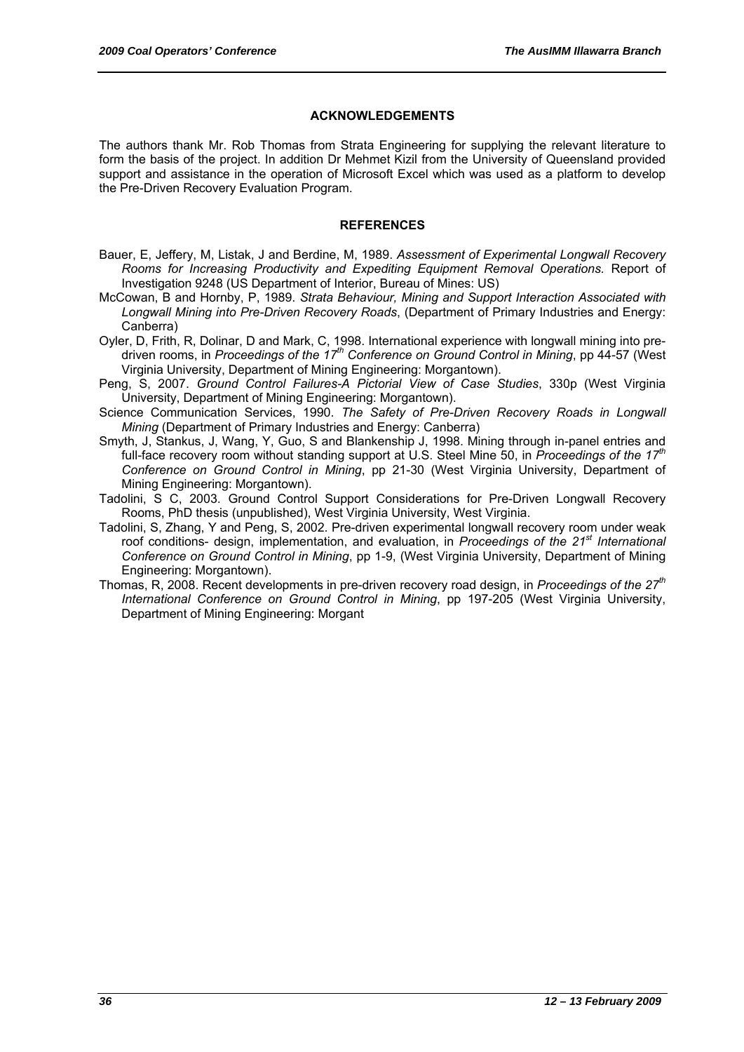## ACKNOWLEDGEMENTS

The authors thank Mr. Rob Thomas from Strata Engineering for supplying the relevant literature to form the basis of the project. In addition Dr Mehmet Kizil from the University of Queensland provided support and assistance in the operation of Microsoft Excel which was used as a platform to develop the Pre-Driven Recovery Evaluation Program.

## REFERENCES

Bauer, E, Jeffery, M, Listak, J and Berdine, M, 1989. *Assessment of Experimental Longwall Recovery Rooms for Increasing Productivity and Expediting Equipment Removal Operations.* Report of Investigation 9248 (US Department of Interior, Bureau of Mines: US)

McCowan, B and Hornby, P, 1989. *Strata Behaviour, Mining and Support Interaction Associated with Longwall Mining into Pre-Driven Recovery Roads*, (Department of Primary Industries and Energy: Canberra)

Oyler, D, Frith, R, Dolinar, D and Mark, C, 1998. International experience with longwall mining into pre-driven rooms, in *Proceedings of the 17th Conference on Ground Control in Mining*, pp 44-57 (West Virginia University, Department of Mining Engineering: Morgantown).

Peng, S, 2007. *Ground Control Failures-A Pictorial View of Case Studies*, 330p (West Virginia University, Department of Mining Engineering: Morgantown).

Science Communication Services, 1990. *The Safety of Pre-Driven Recovery Roads in Longwall Mining* (Department of Primary Industries and Energy: Canberra)

Smyth, J, Stankus, J, Wang, Y, Guo, S and Blankenship J, 1998. Mining through in-panel entries and full-face recovery room without standing support at U.S. Steel Mine 50, in *Proceedings of the 17th Conference on Ground Control in Mining*, pp 21-30 (West Virginia University, Department of Mining Engineering: Morgantown).

Tadolini, S C, 2003. Ground Control Support Considerations for Pre-Driven Longwall Recovery Rooms, PhD thesis (unpublished), West Virginia University, West Virginia.

Tadolini, S, Zhang, Y and Peng, S, 2002. Pre-driven experimental longwall recovery room under weak roof conditions- design, implementation, and evaluation, in *Proceedings of the 21st International Conference on Ground Control in Mining*, pp 1-9, (West Virginia University, Department of Mining Engineering: Morgantown).

Thomas, R, 2008. Recent developments in pre-driven recovery road design, in *Proceedings of the 27th International Conference on Ground Control in Mining*, pp 197-205 (West Virginia University, Department of Mining Engineering: Morgant